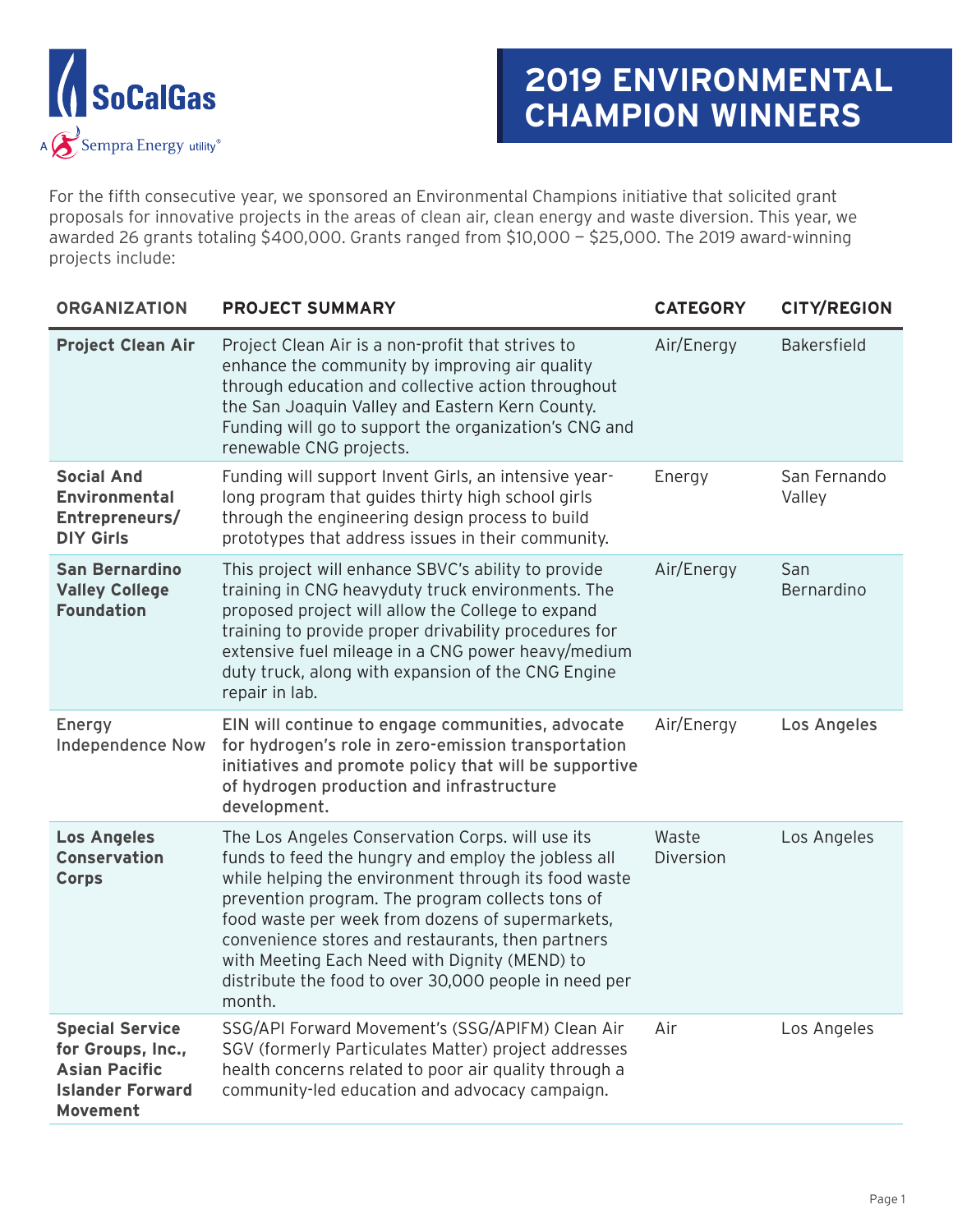SoCalGas

A Sempra Energy utility®

# 2019 ENVIRONMENTAL CHAMPION WINNERS

For the fifth consecutive year, we sponsored an Environmental Champions initiative that solicited grant proposals for innovative projects in the areas of clean air, clean energy and waste diversion. This year, we awarded 26 grants totaling $400,000. Grants ranged from $10,000 — $25,000. The 2019 award-winning projects include:

| ORGANIZATION | PROJECT SUMMARY | CATEGORY | CITY/REGION |
|---|---|---|---|
| **Project Clean Air** | Project Clean Air is a non-profit that strives to enhance the community by improving air quality through education and collective action throughout the San Joaquin Valley and Eastern Kern County. Funding will go to support the organization's CNG and renewable CNG projects. | Air/Energy | Bakersfield |
| **Social And Environmental Entrepreneurs/ DIY Girls** | Funding will support Invent Girls, an intensive year-long program that guides thirty high school girls through the engineering design process to build prototypes that address issues in their community. | Energy | San Fernando Valley |
| **San Bernardino Valley College Foundation** | This project will enhance SBVC's ability to provide training in CNG heavyduty truck environments. The proposed project will allow the College to expand training to provide proper drivability procedures for extensive fuel mileage in a CNG power heavy/medium duty truck, along with expansion of the CNG Engine repair in lab. | Air/Energy | San Bernardino |
| Energy Independence Now | **EIN will continue to engage communities, advocate for hydrogen's role in zero-emission transportation initiatives and promote policy that will be supportive of hydrogen production and infrastructure development.** | Air/Energy | Los Angeles |
| **Los Angeles Conservation Corps** | The Los Angeles Conservation Corps. will use its funds to feed the hungry and employ the jobless all while helping the environment through its food waste prevention program. The program collects tons of food waste per week from dozens of supermarkets, convenience stores and restaurants, then partners with Meeting Each Need with Dignity (MEND) to distribute the food to over 30,000 people in need per month. | Waste Diversion | Los Angeles |
| **Special Service for Groups, Inc., Asian Pacific Islander Forward Movement** | SSG/API Forward Movement's (SSG/APIFM) Clean Air SGV (formerly Particulates Matter) project addresses health concerns related to poor air quality through a community-led education and advocacy campaign. | Air | Los Angeles |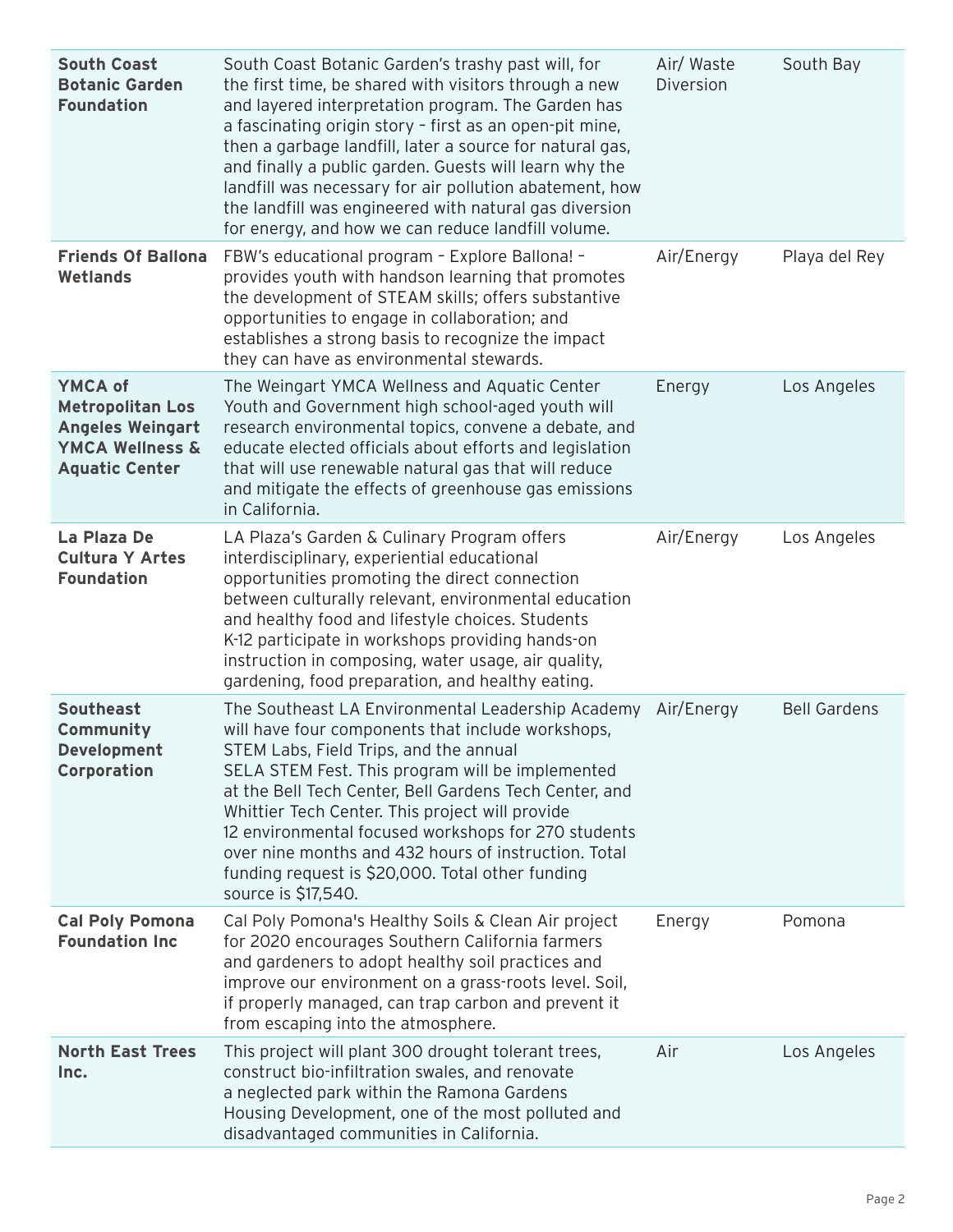| | | | |
|---|---|---|---|
| **South Coast Botanic Garden Foundation** | South Coast Botanic Garden's trashy past will, for the first time, be shared with visitors through a new and layered interpretation program. The Garden has a fascinating origin story – first as an open-pit mine, then a garbage landfill, later a source for natural gas, and finally a public garden. Guests will learn why the landfill was necessary for air pollution abatement, how the landfill was engineered with natural gas diversion for energy, and how we can reduce landfill volume. | Air/ Waste Diversion | South Bay |
| **Friends Of Ballona Wetlands** | FBW's educational program – Explore Ballona! – provides youth with handson learning that promotes the development of STEAM skills; offers substantive opportunities to engage in collaboration; and establishes a strong basis to recognize the impact they can have as environmental stewards. | Air/Energy | Playa del Rey |
| **YMCA of Metropolitan Los Angeles Weingart YMCA Wellness & Aquatic Center** | The Weingart YMCA Wellness and Aquatic Center Youth and Government high school-aged youth will research environmental topics, convene a debate, and educate elected officials about efforts and legislation that will use renewable natural gas that will reduce and mitigate the effects of greenhouse gas emissions in California. | Energy | Los Angeles |
| **La Plaza De Cultura Y Artes Foundation** | LA Plaza's Garden & Culinary Program offers interdisciplinary, experiential educational opportunities promoting the direct connection between culturally relevant, environmental education and healthy food and lifestyle choices. Students K-12 participate in workshops providing hands-on instruction in composing, water usage, air quality, gardening, food preparation, and healthy eating. | Air/Energy | Los Angeles |
| **Southeast Community Development Corporation** | The Southeast LA Environmental Leadership Academy will have four components that include workshops, STEM Labs, Field Trips, and the annual SELA STEM Fest. This program will be implemented at the Bell Tech Center, Bell Gardens Tech Center, and Whittier Tech Center. This project will provide 12 environmental focused workshops for 270 students over nine months and 432 hours of instruction. Total funding request is $20,000. Total other funding source is $17,540. | Air/Energy | Bell Gardens |
| **Cal Poly Pomona Foundation Inc** | Cal Poly Pomona's Healthy Soils & Clean Air project for 2020 encourages Southern California farmers and gardeners to adopt healthy soil practices and improve our environment on a grass-roots level. Soil, if properly managed, can trap carbon and prevent it from escaping into the atmosphere. | Energy | Pomona |
| **North East Trees Inc.** | This project will plant 300 drought tolerant trees, construct bio-infiltration swales, and renovate a neglected park within the Ramona Gardens Housing Development, one of the most polluted and disadvantaged communities in California. | Air | Los Angeles |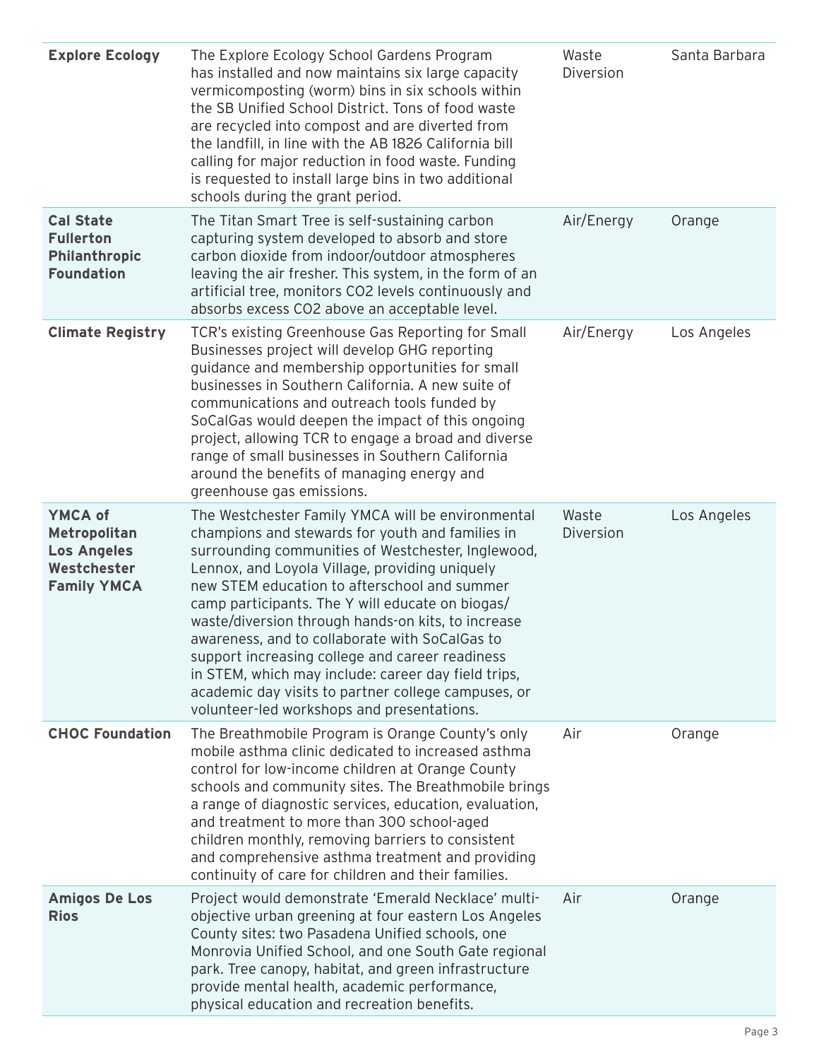| | | | |
|---|---|---|---|
| **Explore Ecology** | The Explore Ecology School Gardens Program has installed and now maintains six large capacity vermicomposting (worm) bins in six schools within the SB Unified School District. Tons of food waste are recycled into compost and are diverted from the landfill, in line with the AB 1826 California bill calling for major reduction in food waste. Funding is requested to install large bins in two additional schools during the grant period. | Waste Diversion | Santa Barbara |
| **Cal State Fullerton Philanthropic Foundation** | The Titan Smart Tree is self-sustaining carbon capturing system developed to absorb and store carbon dioxide from indoor/outdoor atmospheres leaving the air fresher. This system, in the form of an artificial tree, monitors CO2 levels continuously and absorbs excess CO2 above an acceptable level. | Air/Energy | Orange |
| **Climate Registry** | TCR's existing Greenhouse Gas Reporting for Small Businesses project will develop GHG reporting guidance and membership opportunities for small businesses in Southern California. A new suite of communications and outreach tools funded by SoCalGas would deepen the impact of this ongoing project, allowing TCR to engage a broad and diverse range of small businesses in Southern California around the benefits of managing energy and greenhouse gas emissions. | Air/Energy | Los Angeles |
| **YMCA of Metropolitan Los Angeles Westchester Family YMCA** | The Westchester Family YMCA will be environmental champions and stewards for youth and families in surrounding communities of Westchester, Inglewood, Lennox, and Loyola Village, providing uniquely new STEM education to afterschool and summer camp participants. The Y will educate on biogas/ waste/diversion through hands-on kits, to increase awareness, and to collaborate with SoCalGas to support increasing college and career readiness in STEM, which may include: career day field trips, academic day visits to partner college campuses, or volunteer-led workshops and presentations. | Waste Diversion | Los Angeles |
| **CHOC Foundation** | The Breathmobile Program is Orange County's only mobile asthma clinic dedicated to increased asthma control for low-income children at Orange County schools and community sites. The Breathmobile brings a range of diagnostic services, education, evaluation, and treatment to more than 300 school-aged children monthly, removing barriers to consistent and comprehensive asthma treatment and providing continuity of care for children and their families. | Air | Orange |
| **Amigos De Los Rios** | Project would demonstrate 'Emerald Necklace' multi-objective urban greening at four eastern Los Angeles County sites: two Pasadena Unified schools, one Monrovia Unified School, and one South Gate regional park. Tree canopy, habitat, and green infrastructure provide mental health, academic performance, physical education and recreation benefits. | Air | Orange |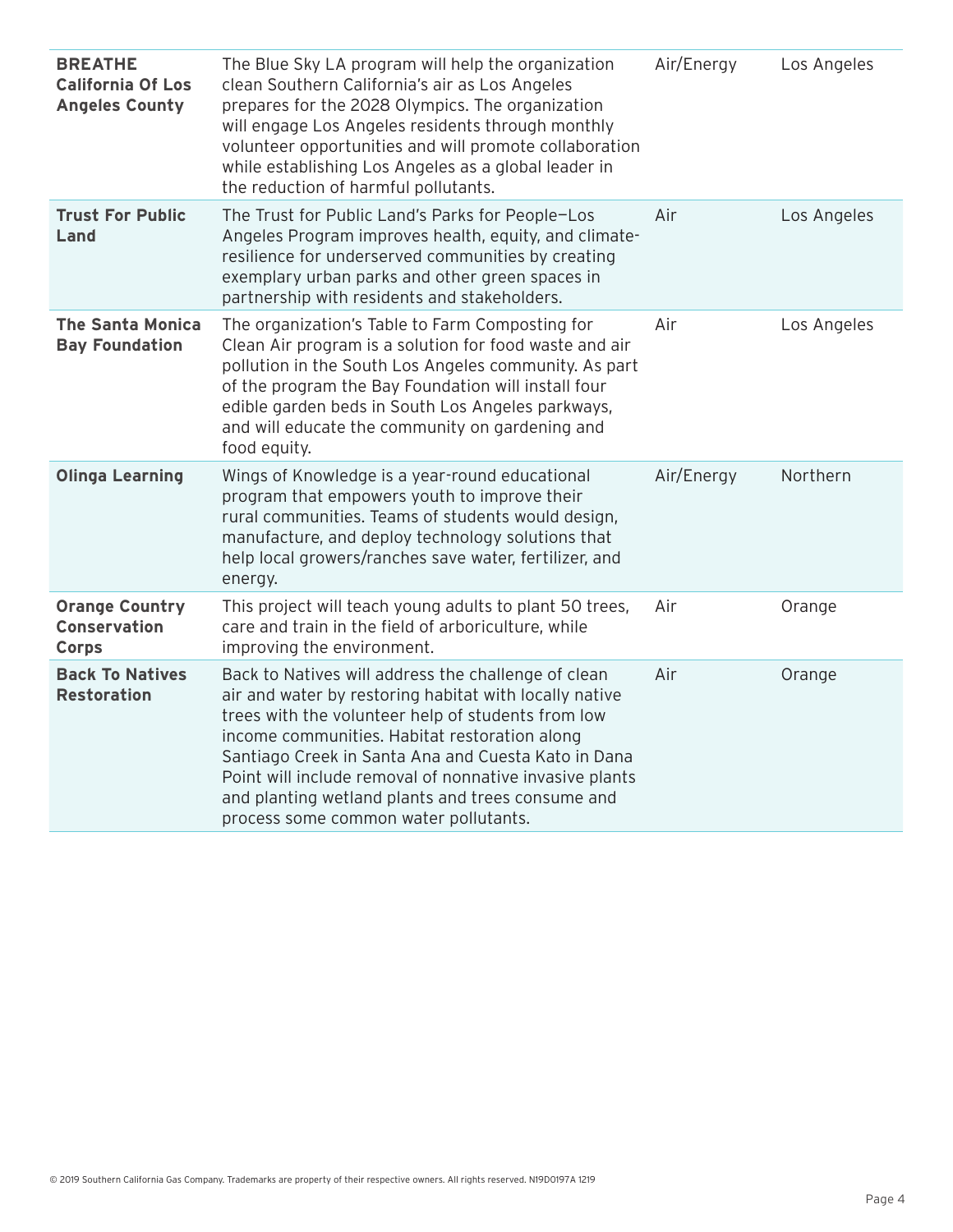| | | | |
|---|---|---|---|
| **BREATHE California Of Los Angeles County** | The Blue Sky LA program will help the organization clean Southern California's air as Los Angeles prepares for the 2028 Olympics. The organization will engage Los Angeles residents through monthly volunteer opportunities and will promote collaboration while establishing Los Angeles as a global leader in the reduction of harmful pollutants. | Air/Energy | Los Angeles |
| **Trust For Public Land** | The Trust for Public Land's Parks for People—Los Angeles Program improves health, equity, and climate-resilience for underserved communities by creating exemplary urban parks and other green spaces in partnership with residents and stakeholders. | Air | Los Angeles |
| **The Santa Monica Bay Foundation** | The organization's Table to Farm Composting for Clean Air program is a solution for food waste and air pollution in the South Los Angeles community. As part of the program the Bay Foundation will install four edible garden beds in South Los Angeles parkways, and will educate the community on gardening and food equity. | Air | Los Angeles |
| **Olinga Learning** | Wings of Knowledge is a year-round educational program that empowers youth to improve their rural communities. Teams of students would design, manufacture, and deploy technology solutions that help local growers/ranches save water, fertilizer, and energy. | Air/Energy | Northern |
| **Orange Country Conservation Corps** | This project will teach young adults to plant 50 trees, care and train in the field of arboriculture, while improving the environment. | Air | Orange |
| **Back To Natives Restoration** | Back to Natives will address the challenge of clean air and water by restoring habitat with locally native trees with the volunteer help of students from low income communities. Habitat restoration along Santiago Creek in Santa Ana and Cuesta Kato in Dana Point will include removal of nonnative invasive plants and planting wetland plants and trees consume and process some common water pollutants. | Air | Orange |

© 2019 Southern California Gas Company. Trademarks are property of their respective owners. All rights reserved. N19D0197A 1219